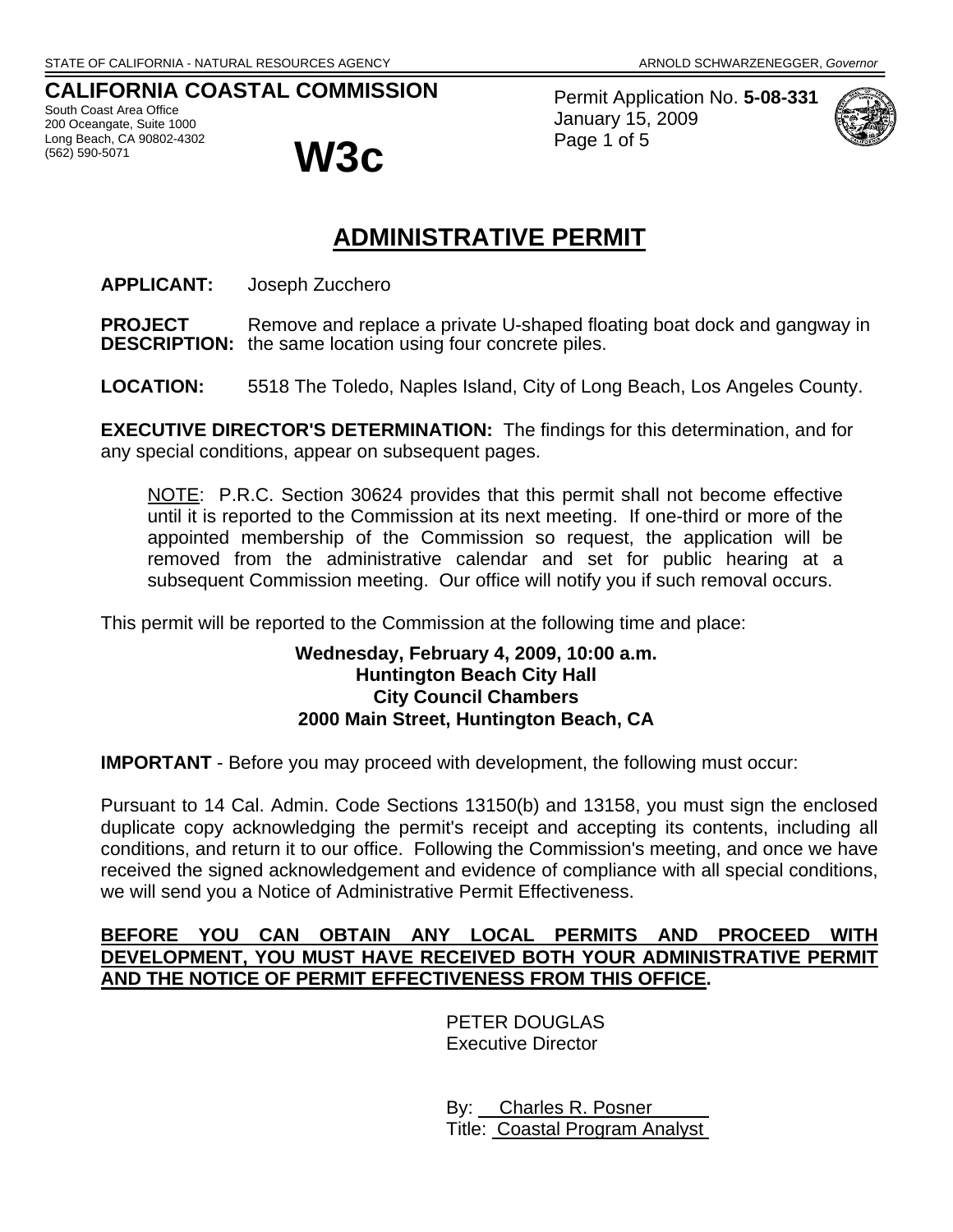STATE OF CALIFORNIA - NATURAL RESOURCES AGENCY ARNOLD SCHWARZENEGGER, *Governor*

**CALIFORNIA COASTAL COMMISSION**
South Coast Area Office
200 Oceangate, Suite 1000
Long Beach, CA 90802-4302
(562) 590-5071

# W3c

Permit Application No. **5-08-331**
January 15, 2009

# ADMINISTRATIVE PERMIT

**APPLICANT:** Joseph Zucchero

**PROJECT DESCRIPTION:** Remove and replace a private U-shaped floating boat dock and gangway in the same location using four concrete piles.

**LOCATION:** 5518 The Toledo, Naples Island, City of Long Beach, Los Angeles County.

**EXECUTIVE DIRECTOR'S DETERMINATION:** The findings for this determination, and for any special conditions, appear on subsequent pages.

> NOTE: P.R.C. Section 30624 provides that this permit shall not become effective until it is reported to the Commission at its next meeting. If one-third or more of the appointed membership of the Commission so request, the application will be removed from the administrative calendar and set for public hearing at a subsequent Commission meeting. Our office will notify you if such removal occurs.

This permit will be reported to the Commission at the following time and place:

**Wednesday, February 4, 2009, 10:00 a.m.**
**Huntington Beach City Hall**
**City Council Chambers**
**2000 Main Street, Huntington Beach, CA**

**IMPORTANT** - Before you may proceed with development, the following must occur:

Pursuant to 14 Cal. Admin. Code Sections 13150(b) and 13158, you must sign the enclosed duplicate copy acknowledging the permit's receipt and accepting its contents, including all conditions, and return it to our office. Following the Commission's meeting, and once we have received the signed acknowledgement and evidence of compliance with all special conditions, we will send you a Notice of Administrative Permit Effectiveness.

**BEFORE YOU CAN OBTAIN ANY LOCAL PERMITS AND PROCEED WITH DEVELOPMENT, YOU MUST HAVE RECEIVED BOTH YOUR ADMINISTRATIVE PERMIT AND THE NOTICE OF PERMIT EFFECTIVENESS FROM THIS OFFICE.**

PETER DOUGLAS
Executive Director

By: Charles R. Posner
Title: Coastal Program Analyst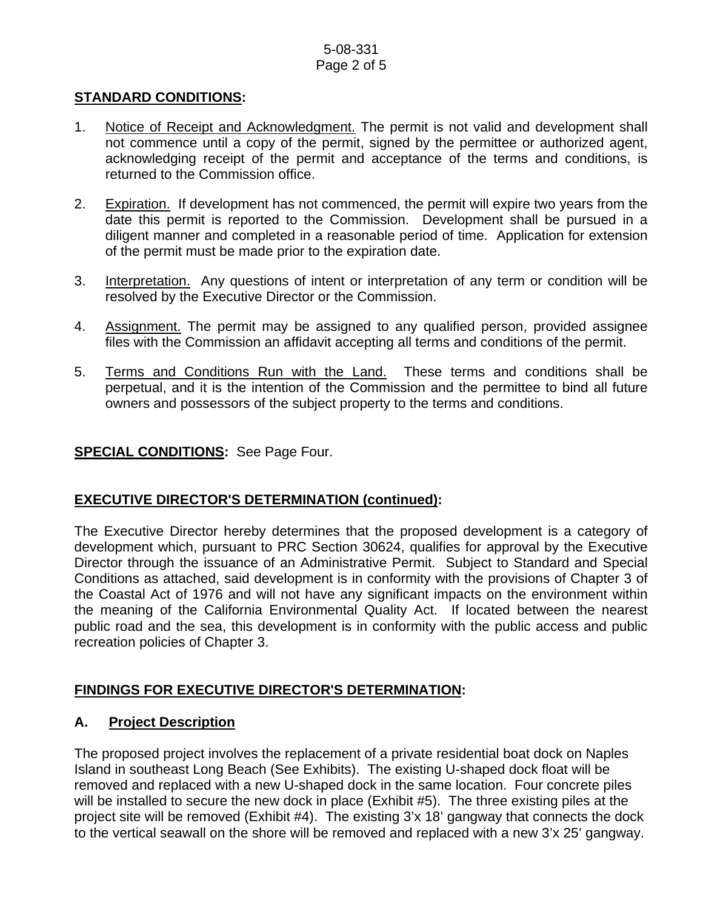**STANDARD CONDITIONS:**

1. Notice of Receipt and Acknowledgment. The permit is not valid and development shall not commence until a copy of the permit, signed by the permittee or authorized agent, acknowledging receipt of the permit and acceptance of the terms and conditions, is returned to the Commission office.

2. Expiration. If development has not commenced, the permit will expire two years from the date this permit is reported to the Commission. Development shall be pursued in a diligent manner and completed in a reasonable period of time. Application for extension of the permit must be made prior to the expiration date.

3. Interpretation. Any questions of intent or interpretation of any term or condition will be resolved by the Executive Director or the Commission.

4. Assignment. The permit may be assigned to any qualified person, provided assignee files with the Commission an affidavit accepting all terms and conditions of the permit.

5. Terms and Conditions Run with the Land. These terms and conditions shall be perpetual, and it is the intention of the Commission and the permittee to bind all future owners and possessors of the subject property to the terms and conditions.

**SPECIAL CONDITIONS:** See Page Four.

**EXECUTIVE DIRECTOR'S DETERMINATION (continued):**

The Executive Director hereby determines that the proposed development is a category of development which, pursuant to PRC Section 30624, qualifies for approval by the Executive Director through the issuance of an Administrative Permit. Subject to Standard and Special Conditions as attached, said development is in conformity with the provisions of Chapter 3 of the Coastal Act of 1976 and will not have any significant impacts on the environment within the meaning of the California Environmental Quality Act. If located between the nearest public road and the sea, this development is in conformity with the public access and public recreation policies of Chapter 3.

**FINDINGS FOR EXECUTIVE DIRECTOR'S DETERMINATION:**

**A. Project Description**

The proposed project involves the replacement of a private residential boat dock on Naples Island in southeast Long Beach (See Exhibits). The existing U-shaped dock float will be removed and replaced with a new U-shaped dock in the same location. Four concrete piles will be installed to secure the new dock in place (Exhibit #5). The three existing piles at the project site will be removed (Exhibit #4). The existing 3'x 18' gangway that connects the dock to the vertical seawall on the shore will be removed and replaced with a new 3'x 25' gangway.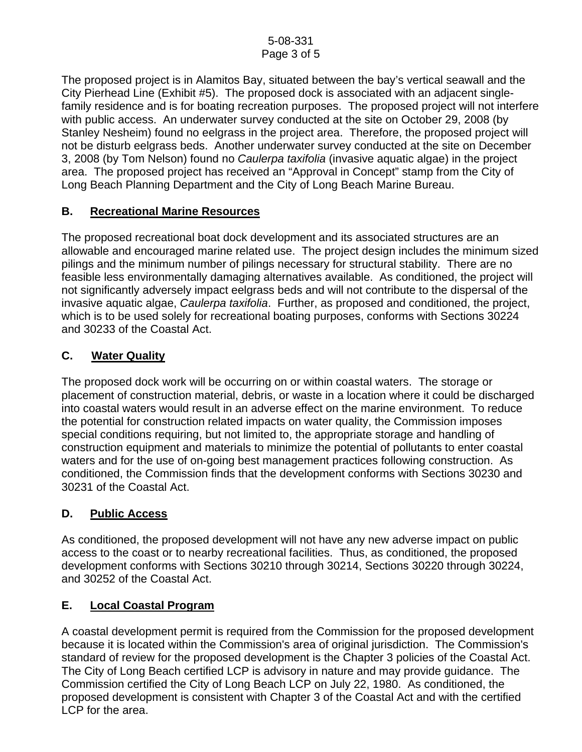The proposed project is in Alamitos Bay, situated between the bay's vertical seawall and the City Pierhead Line (Exhibit #5). The proposed dock is associated with an adjacent single-family residence and is for boating recreation purposes. The proposed project will not interfere with public access. An underwater survey conducted at the site on October 29, 2008 (by Stanley Nesheim) found no eelgrass in the project area. Therefore, the proposed project will not be disturb eelgrass beds. Another underwater survey conducted at the site on December 3, 2008 (by Tom Nelson) found no *Caulerpa taxifolia* (invasive aquatic algae) in the project area. The proposed project has received an "Approval in Concept" stamp from the City of Long Beach Planning Department and the City of Long Beach Marine Bureau.

## B. Recreational Marine Resources

The proposed recreational boat dock development and its associated structures are an allowable and encouraged marine related use. The project design includes the minimum sized pilings and the minimum number of pilings necessary for structural stability. There are no feasible less environmentally damaging alternatives available. As conditioned, the project will not significantly adversely impact eelgrass beds and will not contribute to the dispersal of the invasive aquatic algae, *Caulerpa taxifolia*. Further, as proposed and conditioned, the project, which is to be used solely for recreational boating purposes, conforms with Sections 30224 and 30233 of the Coastal Act.

## C. Water Quality

The proposed dock work will be occurring on or within coastal waters. The storage or placement of construction material, debris, or waste in a location where it could be discharged into coastal waters would result in an adverse effect on the marine environment. To reduce the potential for construction related impacts on water quality, the Commission imposes special conditions requiring, but not limited to, the appropriate storage and handling of construction equipment and materials to minimize the potential of pollutants to enter coastal waters and for the use of on-going best management practices following construction. As conditioned, the Commission finds that the development conforms with Sections 30230 and 30231 of the Coastal Act.

## D. Public Access

As conditioned, the proposed development will not have any new adverse impact on public access to the coast or to nearby recreational facilities. Thus, as conditioned, the proposed development conforms with Sections 30210 through 30214, Sections 30220 through 30224, and 30252 of the Coastal Act.

## E. Local Coastal Program

A coastal development permit is required from the Commission for the proposed development because it is located within the Commission's area of original jurisdiction. The Commission's standard of review for the proposed development is the Chapter 3 policies of the Coastal Act. The City of Long Beach certified LCP is advisory in nature and may provide guidance. The Commission certified the City of Long Beach LCP on July 22, 1980. As conditioned, the proposed development is consistent with Chapter 3 of the Coastal Act and with the certified LCP for the area.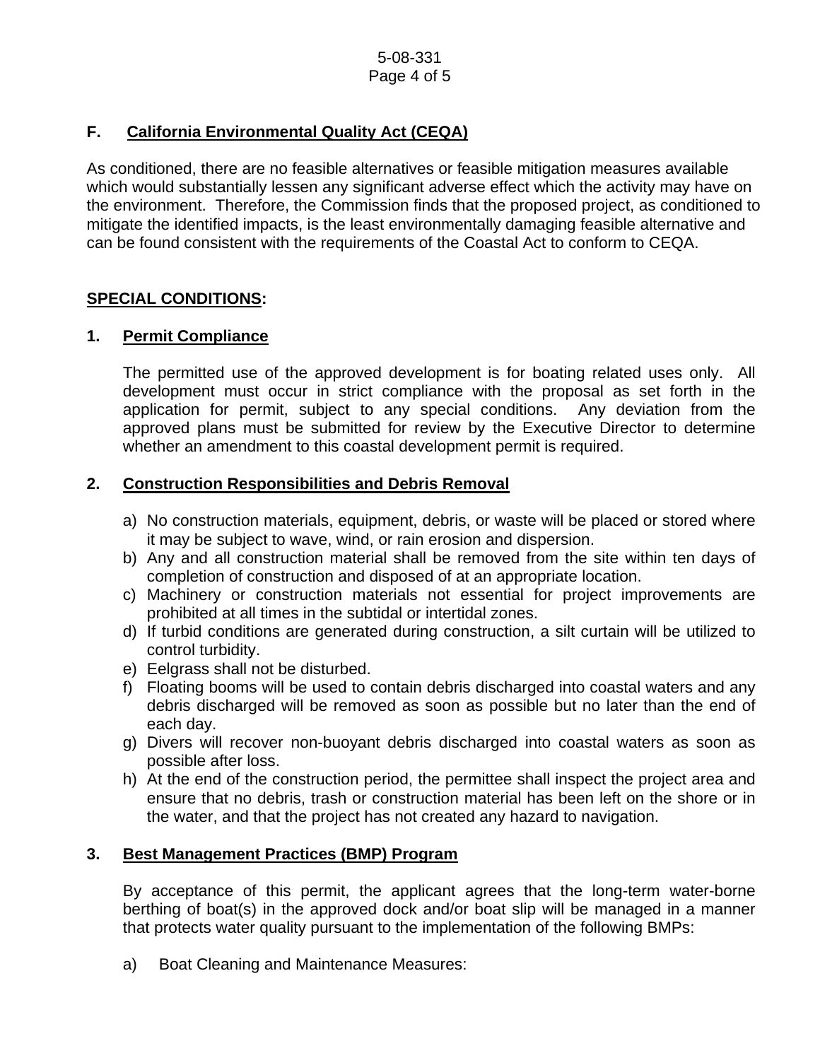### F. California Environmental Quality Act (CEQA)

As conditioned, there are no feasible alternatives or feasible mitigation measures available which would substantially lessen any significant adverse effect which the activity may have on the environment. Therefore, the Commission finds that the proposed project, as conditioned to mitigate the identified impacts, is the least environmentally damaging feasible alternative and can be found consistent with the requirements of the Coastal Act to conform to CEQA.

## SPECIAL CONDITIONS:

### 1. Permit Compliance

The permitted use of the approved development is for boating related uses only. All development must occur in strict compliance with the proposal as set forth in the application for permit, subject to any special conditions. Any deviation from the approved plans must be submitted for review by the Executive Director to determine whether an amendment to this coastal development permit is required.

### 2. Construction Responsibilities and Debris Removal

a) No construction materials, equipment, debris, or waste will be placed or stored where it may be subject to wave, wind, or rain erosion and dispersion.
b) Any and all construction material shall be removed from the site within ten days of completion of construction and disposed of at an appropriate location.
c) Machinery or construction materials not essential for project improvements are prohibited at all times in the subtidal or intertidal zones.
d) If turbid conditions are generated during construction, a silt curtain will be utilized to control turbidity.
e) Eelgrass shall not be disturbed.
f) Floating booms will be used to contain debris discharged into coastal waters and any debris discharged will be removed as soon as possible but no later than the end of each day.
g) Divers will recover non-buoyant debris discharged into coastal waters as soon as possible after loss.
h) At the end of the construction period, the permittee shall inspect the project area and ensure that no debris, trash or construction material has been left on the shore or in the water, and that the project has not created any hazard to navigation.

### 3. Best Management Practices (BMP) Program

By acceptance of this permit, the applicant agrees that the long-term water-borne berthing of boat(s) in the approved dock and/or boat slip will be managed in a manner that protects water quality pursuant to the implementation of the following BMPs:

a) Boat Cleaning and Maintenance Measures: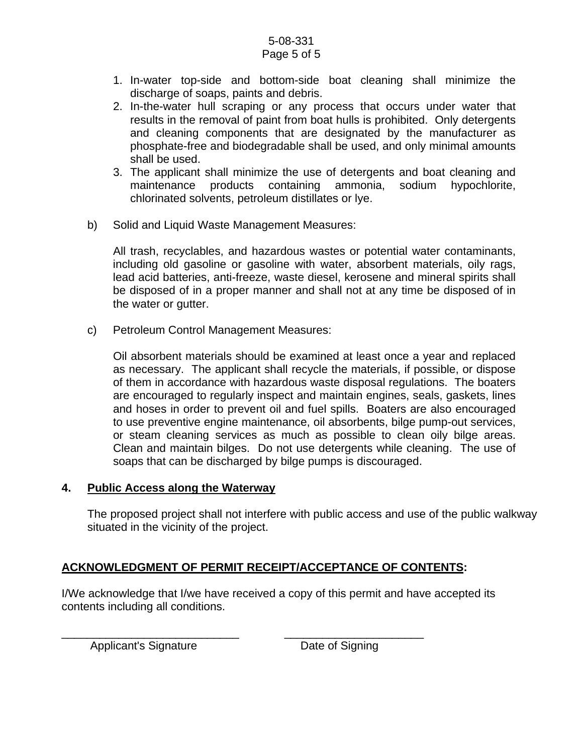1. In-water top-side and bottom-side boat cleaning shall minimize the discharge of soaps, paints and debris.
2. In-the-water hull scraping or any process that occurs under water that results in the removal of paint from boat hulls is prohibited. Only detergents and cleaning components that are designated by the manufacturer as phosphate-free and biodegradable shall be used, and only minimal amounts shall be used.
3. The applicant shall minimize the use of detergents and boat cleaning and maintenance products containing ammonia, sodium hypochlorite, chlorinated solvents, petroleum distillates or lye.

b) Solid and Liquid Waste Management Measures:

All trash, recyclables, and hazardous wastes or potential water contaminants, including old gasoline or gasoline with water, absorbent materials, oily rags, lead acid batteries, anti-freeze, waste diesel, kerosene and mineral spirits shall be disposed of in a proper manner and shall not at any time be disposed of in the water or gutter.

c) Petroleum Control Management Measures:

Oil absorbent materials should be examined at least once a year and replaced as necessary. The applicant shall recycle the materials, if possible, or dispose of them in accordance with hazardous waste disposal regulations. The boaters are encouraged to regularly inspect and maintain engines, seals, gaskets, lines and hoses in order to prevent oil and fuel spills. Boaters are also encouraged to use preventive engine maintenance, oil absorbents, bilge pump-out services, or steam cleaning services as much as possible to clean oily bilge areas. Clean and maintain bilges. Do not use detergents while cleaning. The use of soaps that can be discharged by bilge pumps is discouraged.

**4. <u>Public Access along the Waterway</u>**

The proposed project shall not interfere with public access and use of the public walkway situated in the vicinity of the project.

**<u>ACKNOWLEDGMENT OF PERMIT RECEIPT/ACCEPTANCE OF CONTENTS</u>:**

I/We acknowledge that I/we have received a copy of this permit and have accepted its contents including all conditions.

_____________________________ ______________________
Applicant's Signature Date of Signing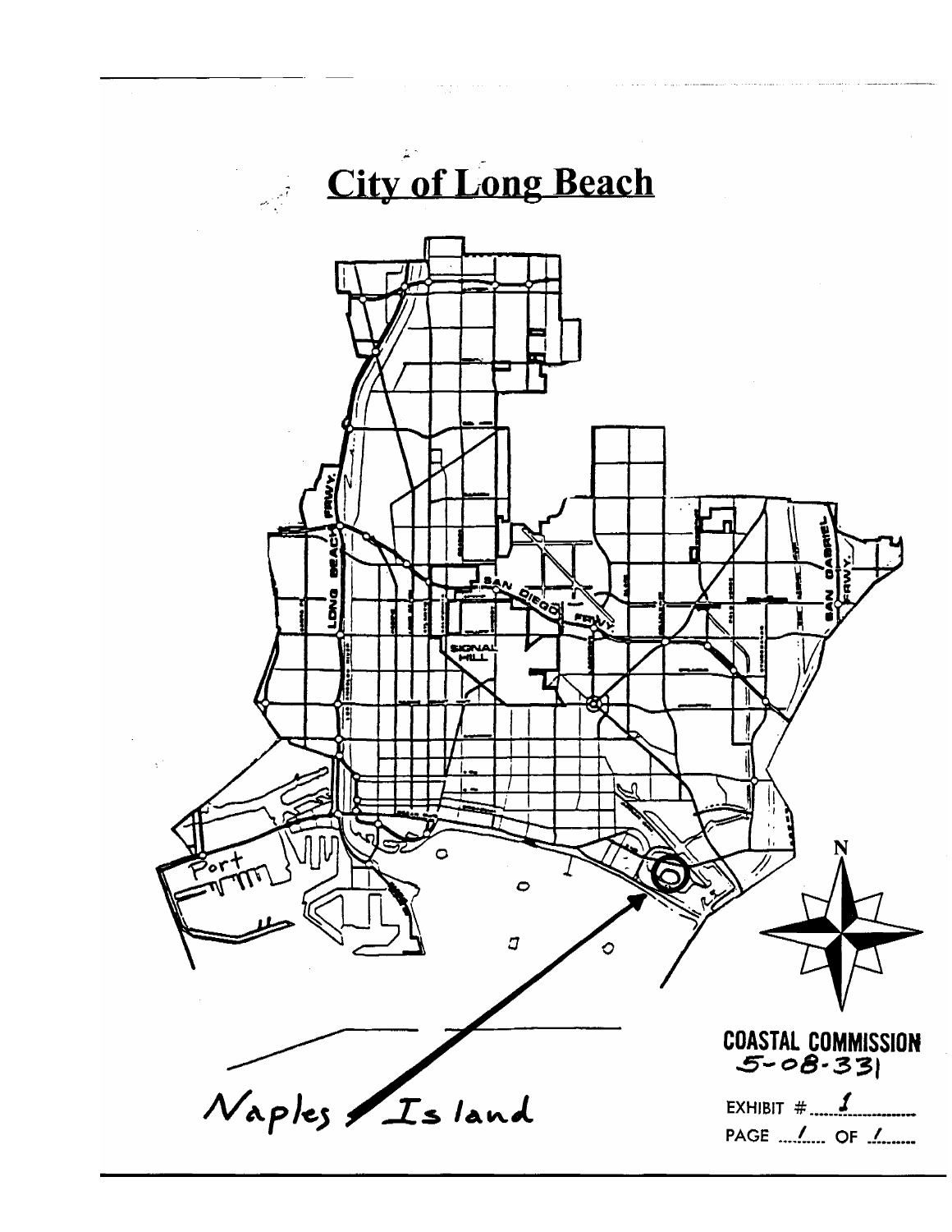# City of Long Beach

Port

Naples Island

N

COASTAL COMMISSION
5-08-331

EXHIBIT # 1

PAGE 1 OF 1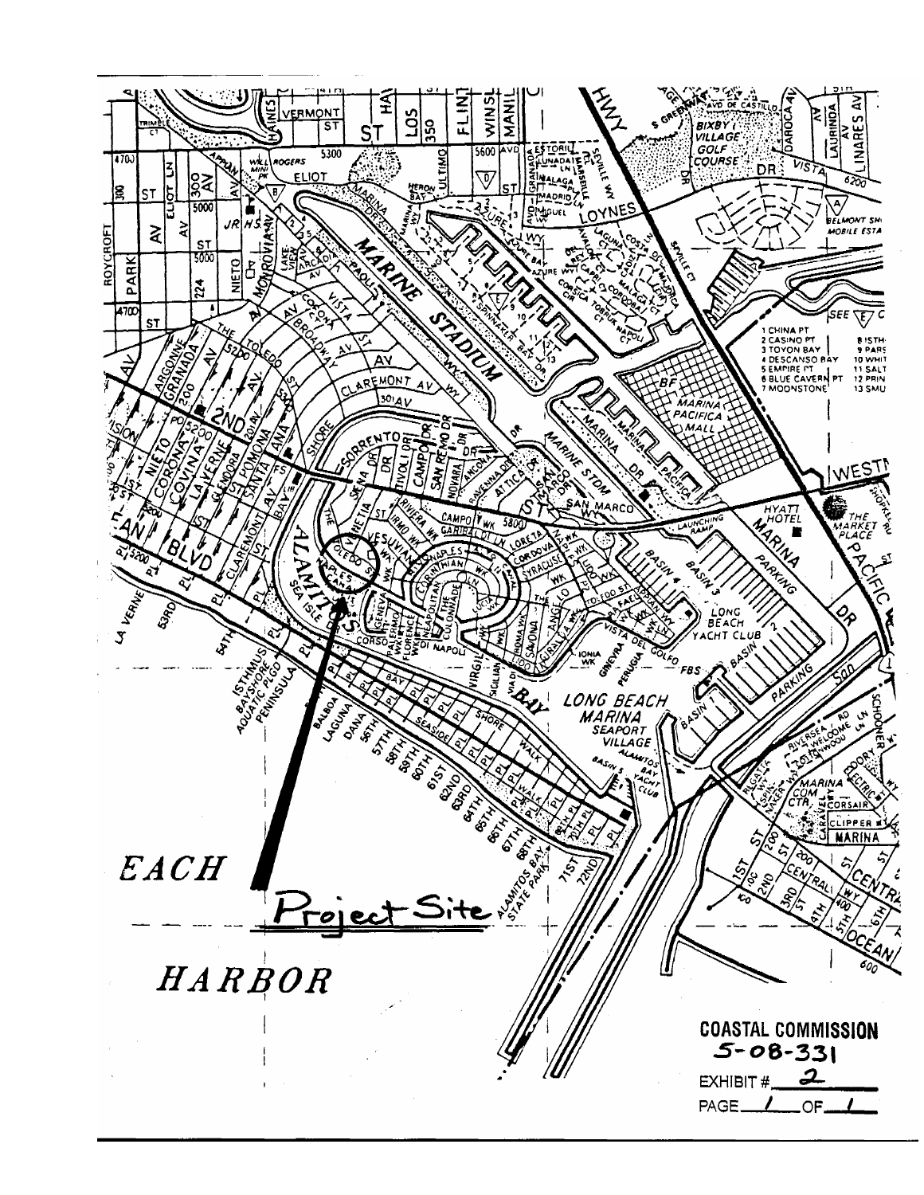Project Site

COASTAL COMMISSION
5-08-331

EXHIBIT # 2

PAGE 1 OF 1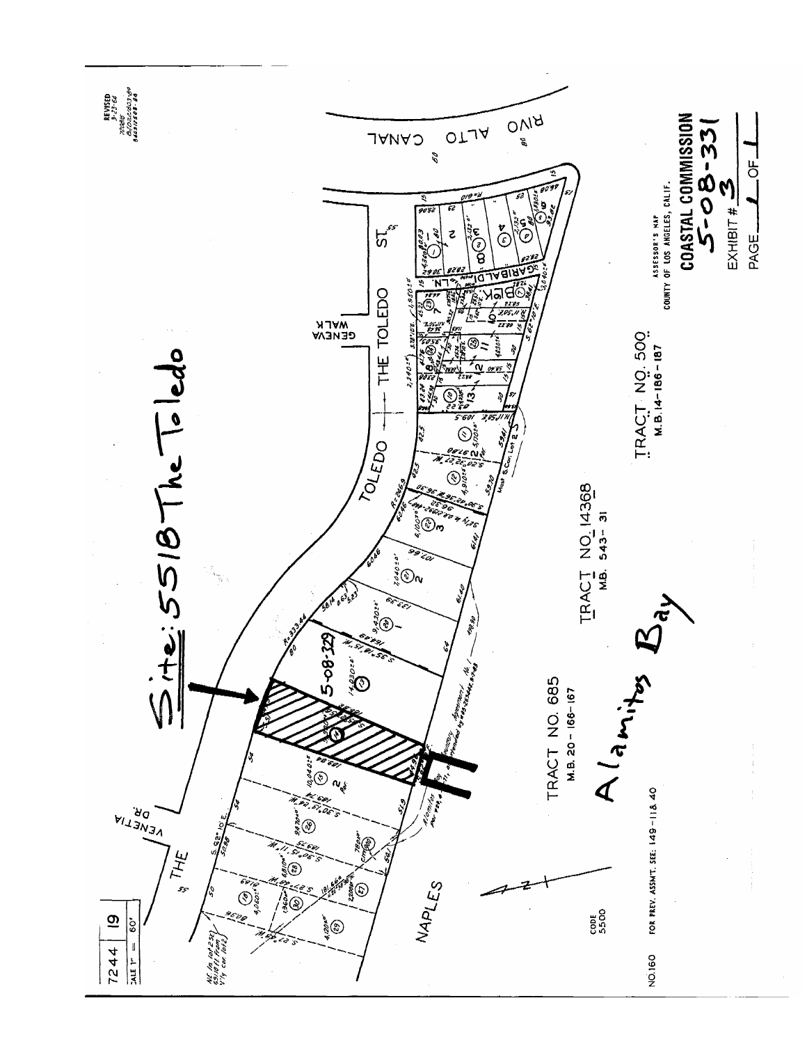REVISED
3-23-66

7244 | 19
SCALE 1" = 60'

Site: 5518 The Toledo

5-08-329

THE TOLEDO ST.

GENEVA WALK

GARIBALDI LN

THE VENETIA DR.

RIVO ALTO CANAL

TOLEDO

NAPLES

TRACT NO. 685
M.B. 20 - 166 - 167

TRACT NO. 14368
M.B. 543 - 31

TRACT NO. 500
M.B. 14 - 186 - 187

Alamitos Bay

CODE
5500

NO.160 FOR PREV. ASSMT. SEE: 149 - 118 & 40

ASSESSOR'S MAP
COUNTY OF LOS ANGELES, CALIF.

COASTAL COMMISSION
5-08-331
EXHIBIT # 3
PAGE 1 OF 1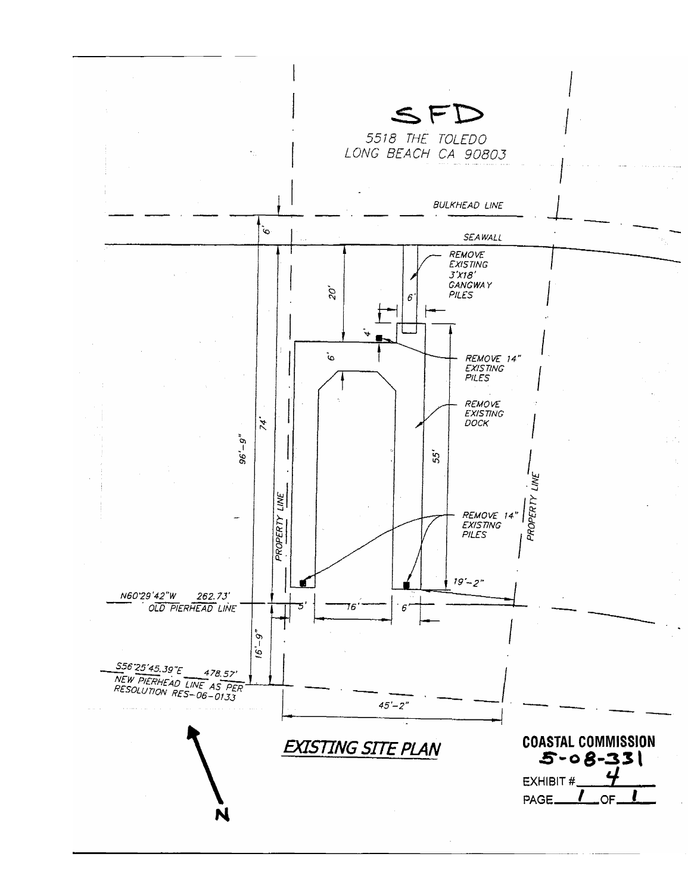SFD

5518 THE TOLEDO
LONG BEACH CA 90803

BULKHEAD LINE

SEAWALL

REMOVE EXISTING 3'X18' GANGWAY PILES

REMOVE 14" EXISTING PILES

REMOVE EXISTING DOCK

REMOVE 14" EXISTING PILES

PROPERTY LINE

PROPERTY LINE

6'

20'

6'

4'

6'

74'

96'-9"

55'

19'-2"

5'

16'

6'

16'-9"

45'-2"

N60°29'42"W 262.73'
OLD PIERHEAD LINE

S56°25'45.39"E 478.57'
NEW PIERHEAD LINE AS PER RESOLUTION RES-06-0133

N

## EXISTING SITE PLAN

**COASTAL COMMISSION**
**5-08-331**
EXHIBIT # 4
PAGE 1 OF 1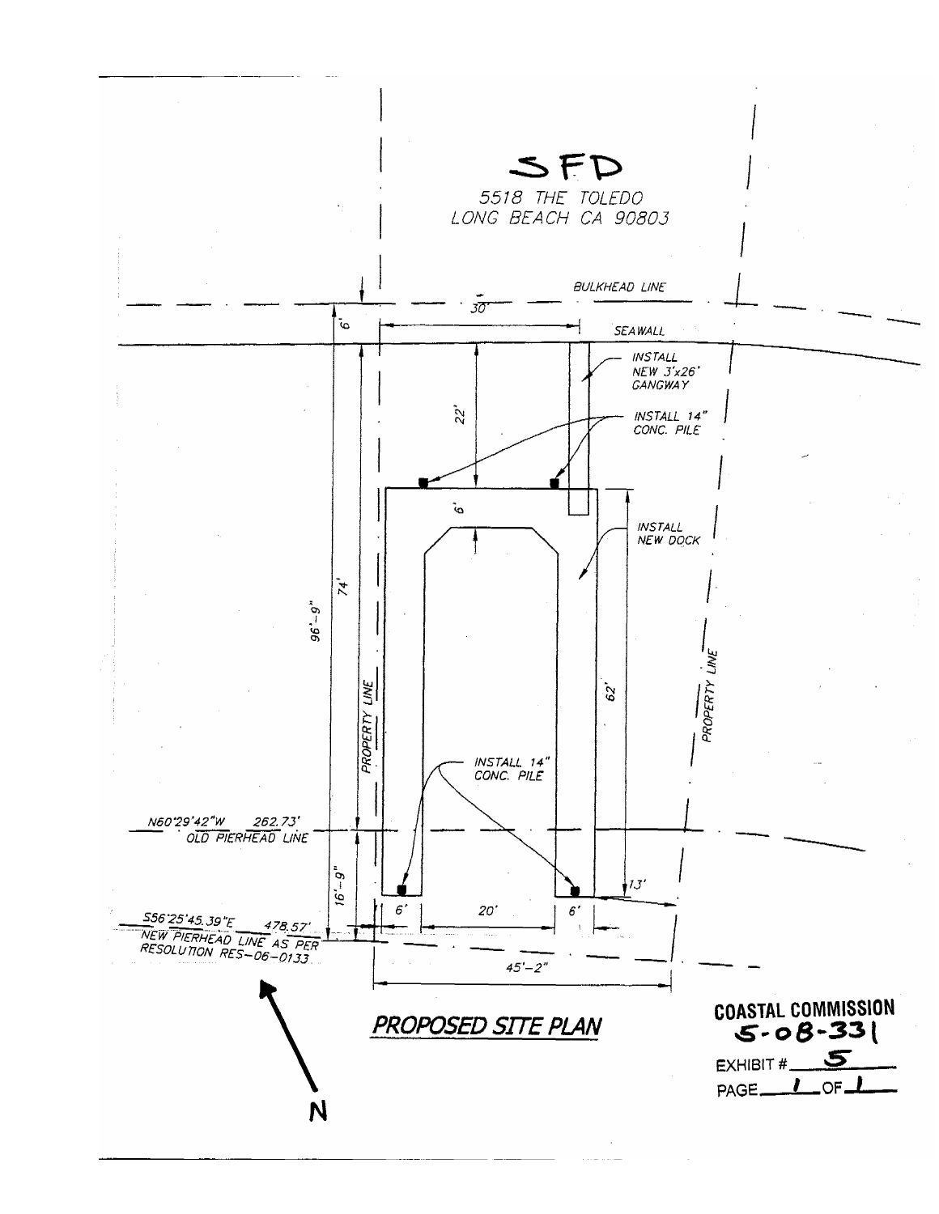SFD

5518 THE TOLEDO
LONG BEACH CA 90803

BULKHEAD LINE

30'

SEAWALL

6'

INSTALL NEW 3'x26' GANGWAY

22'

INSTALL 14" CONC. PILE

6'

INSTALL NEW DOCK

96'-9"

74'

PROPERTY LINE

62'

PROPERTY LINE

INSTALL 14" CONC. PILE

N60°29'42"W 262.73'
OLD PIERHEAD LINE

16'-9"

13'

6'

20'

6'

S56°25'45.39"E 478.57'
NEW PIERHEAD LINE AS PER RESOLUTION RES-06-0133

45'-2"

N

## PROPOSED SITE PLAN

**COASTAL COMMISSION**
**5-08-331**
EXHIBIT # 5
PAGE 1 OF 1